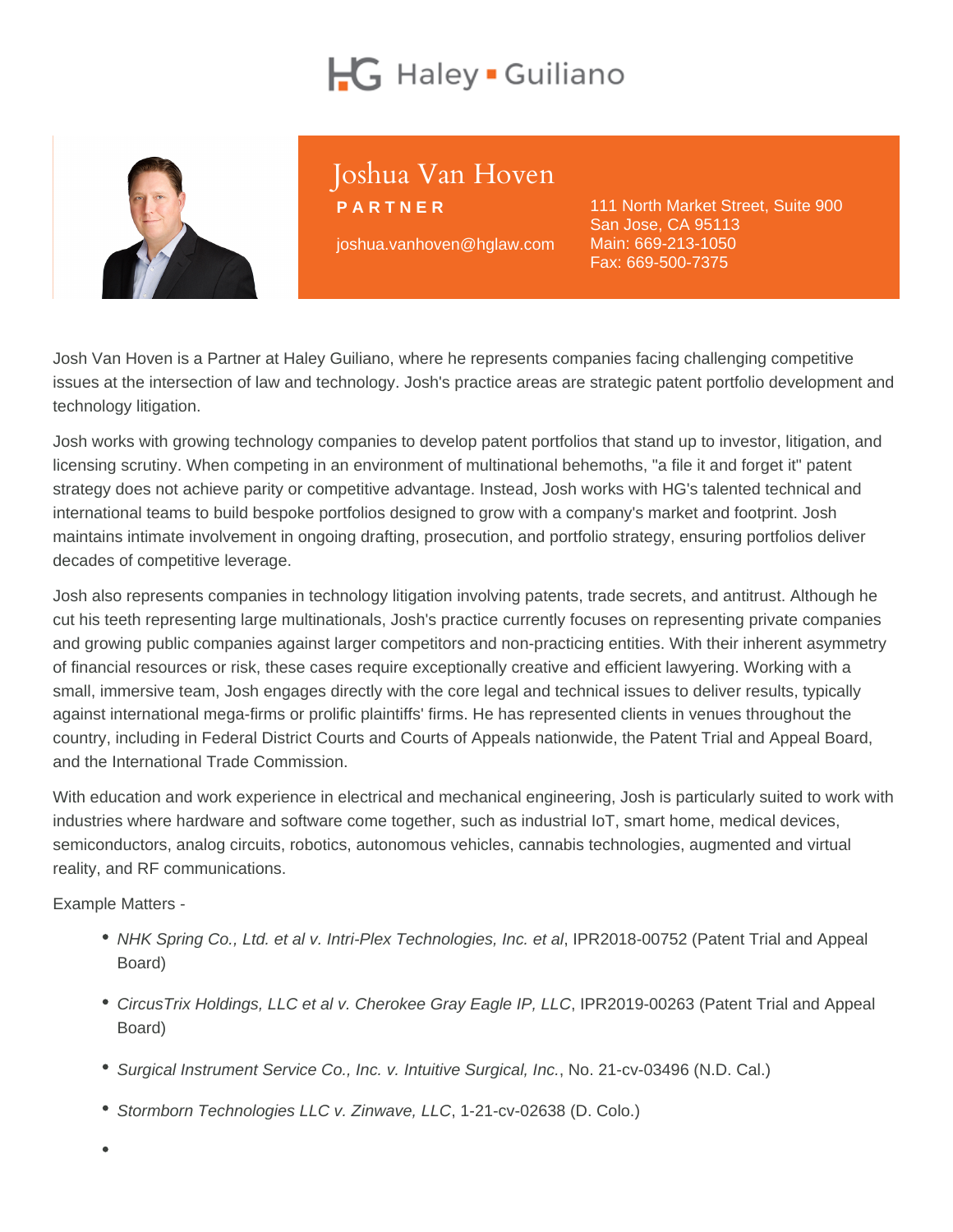Haley ▪ Guiliano

# Joshua Van Hoven

**PARTNER**

joshua.vanhoven@hglaw.com

111 North Market Street, Suite 900
San Jose, CA 95113
Main: 669-213-1050
Fax: 669-500-7375

Josh Van Hoven is a Partner at Haley Guiliano, where he represents companies facing challenging competitive issues at the intersection of law and technology. Josh's practice areas are strategic patent portfolio development and technology litigation.

Josh works with growing technology companies to develop patent portfolios that stand up to investor, litigation, and licensing scrutiny. When competing in an environment of multinational behemoths, "a file it and forget it" patent strategy does not achieve parity or competitive advantage. Instead, Josh works with HG's talented technical and international teams to build bespoke portfolios designed to grow with a company's market and footprint. Josh maintains intimate involvement in ongoing drafting, prosecution, and portfolio strategy, ensuring portfolios deliver decades of competitive leverage.

Josh also represents companies in technology litigation involving patents, trade secrets, and antitrust. Although he cut his teeth representing large multinationals, Josh's practice currently focuses on representing private companies and growing public companies against larger competitors and non-practicing entities. With their inherent asymmetry of financial resources or risk, these cases require exceptionally creative and efficient lawyering. Working with a small, immersive team, Josh engages directly with the core legal and technical issues to deliver results, typically against international mega-firms or prolific plaintiffs' firms. He has represented clients in venues throughout the country, including in Federal District Courts and Courts of Appeals nationwide, the Patent Trial and Appeal Board, and the International Trade Commission.

With education and work experience in electrical and mechanical engineering, Josh is particularly suited to work with industries where hardware and software come together, such as industrial IoT, smart home, medical devices, semiconductors, analog circuits, robotics, autonomous vehicles, cannabis technologies, augmented and virtual reality, and RF communications.

Example Matters -

- *NHK Spring Co., Ltd. et al v. Intri-Plex Technologies, Inc. et al*, IPR2018-00752 (Patent Trial and Appeal Board)
- *CircusTrix Holdings, LLC et al v. Cherokee Gray Eagle IP, LLC*, IPR2019-00263 (Patent Trial and Appeal Board)
- *Surgical Instrument Service Co., Inc. v. Intuitive Surgical, Inc.*, No. 21-cv-03496 (N.D. Cal.)
- *Stormborn Technologies LLC v. Zinwave, LLC*, 1-21-cv-02638 (D. Colo.)
-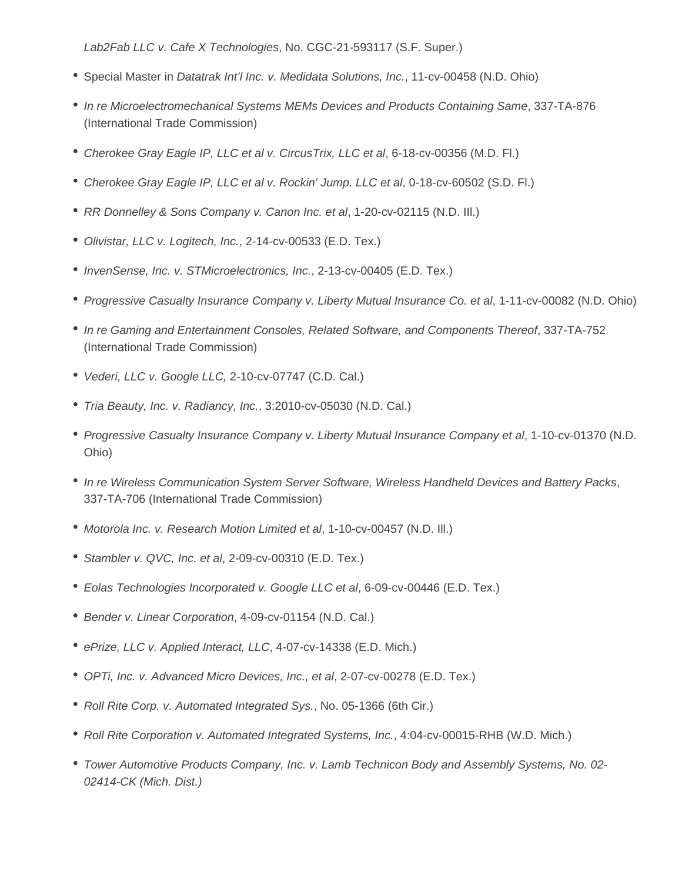*Lab2Fab LLC v. Cafe X Technologies*, No. CGC-21-593117 (S.F. Super.)

- Special Master in *Datatrak Int'l Inc. v. Medidata Solutions, Inc.*, 11-cv-00458 (N.D. Ohio)
- *In re Microelectromechanical Systems MEMs Devices and Products Containing Same*, 337-TA-876 (International Trade Commission)
- *Cherokee Gray Eagle IP, LLC et al v. CircusTrix, LLC et al*, 6-18-cv-00356 (M.D. Fl.)
- *Cherokee Gray Eagle IP, LLC et al v. Rockin' Jump, LLC et al*, 0-18-cv-60502 (S.D. Fl.)
- *RR Donnelley & Sons Company v. Canon Inc. et al*, 1-20-cv-02115 (N.D. Ill.)
- *Olivistar, LLC v. Logitech, Inc.*, 2-14-cv-00533 (E.D. Tex.)
- *InvenSense, Inc. v. STMicroelectronics, Inc.*, 2-13-cv-00405 (E.D. Tex.)
- *Progressive Casualty Insurance Company v. Liberty Mutual Insurance Co. et al*, 1-11-cv-00082 (N.D. Ohio)
- *In re Gaming and Entertainment Consoles, Related Software, and Components Thereof*, 337-TA-752 (International Trade Commission)
- *Vederi, LLC v. Google LLC,* 2-10-cv-07747 (C.D. Cal.)
- *Tria Beauty, Inc. v. Radiancy, Inc.*, 3:2010-cv-05030 (N.D. Cal.)
- *Progressive Casualty Insurance Company v. Liberty Mutual Insurance Company et al*, 1-10-cv-01370 (N.D. Ohio)
- *In re Wireless Communication System Server Software, Wireless Handheld Devices and Battery Packs*, 337-TA-706 (International Trade Commission)
- *Motorola Inc. v. Research Motion Limited et al*, 1-10-cv-00457 (N.D. Ill.)
- *Stambler v. QVC, Inc. et al*, 2-09-cv-00310 (E.D. Tex.)
- *Eolas Technologies Incorporated v. Google LLC et al*, 6-09-cv-00446 (E.D. Tex.)
- *Bender v. Linear Corporation*, 4-09-cv-01154 (N.D. Cal.)
- *ePrize, LLC v. Applied Interact, LLC*, 4-07-cv-14338 (E.D. Mich.)
- *OPTi, Inc. v. Advanced Micro Devices, Inc., et al*, 2-07-cv-00278 (E.D. Tex.)
- *Roll Rite Corp. v. Automated Integrated Sys.*, No. 05-1366 (6th Cir.)
- *Roll Rite Corporation v. Automated Integrated Systems, Inc.*, 4:04-cv-00015-RHB (W.D. Mich.)
- *Tower Automotive Products Company, Inc. v. Lamb Technicon Body and Assembly Systems, No. 02-02414-CK (Mich. Dist.)*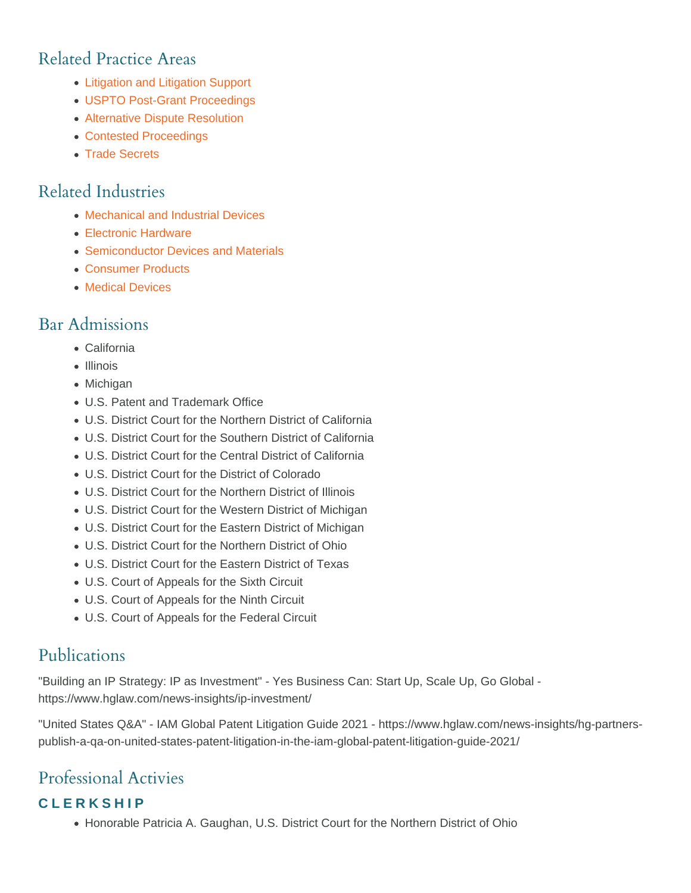## Related Practice Areas

- Litigation and Litigation Support
- USPTO Post-Grant Proceedings
- Alternative Dispute Resolution
- Contested Proceedings
- Trade Secrets

## Related Industries

- Mechanical and Industrial Devices
- Electronic Hardware
- Semiconductor Devices and Materials
- Consumer Products
- Medical Devices

## Bar Admissions

- California
- Illinois
- Michigan
- U.S. Patent and Trademark Office
- U.S. District Court for the Northern District of California
- U.S. District Court for the Southern District of California
- U.S. District Court for the Central District of California
- U.S. District Court for the District of Colorado
- U.S. District Court for the Northern District of Illinois
- U.S. District Court for the Western District of Michigan
- U.S. District Court for the Eastern District of Michigan
- U.S. District Court for the Northern District of Ohio
- U.S. District Court for the Eastern District of Texas
- U.S. Court of Appeals for the Sixth Circuit
- U.S. Court of Appeals for the Ninth Circuit
- U.S. Court of Appeals for the Federal Circuit

## Publications

"Building an IP Strategy: IP as Investment" - Yes Business Can: Start Up, Scale Up, Go Global - https://www.hglaw.com/news-insights/ip-investment/

"United States Q&A" - IAM Global Patent Litigation Guide 2021 - https://www.hglaw.com/news-insights/hg-partners-publish-a-qa-on-united-states-patent-litigation-in-the-iam-global-patent-litigation-guide-2021/

## Professional Activies

### CLERKSHIP

- Honorable Patricia A. Gaughan, U.S. District Court for the Northern District of Ohio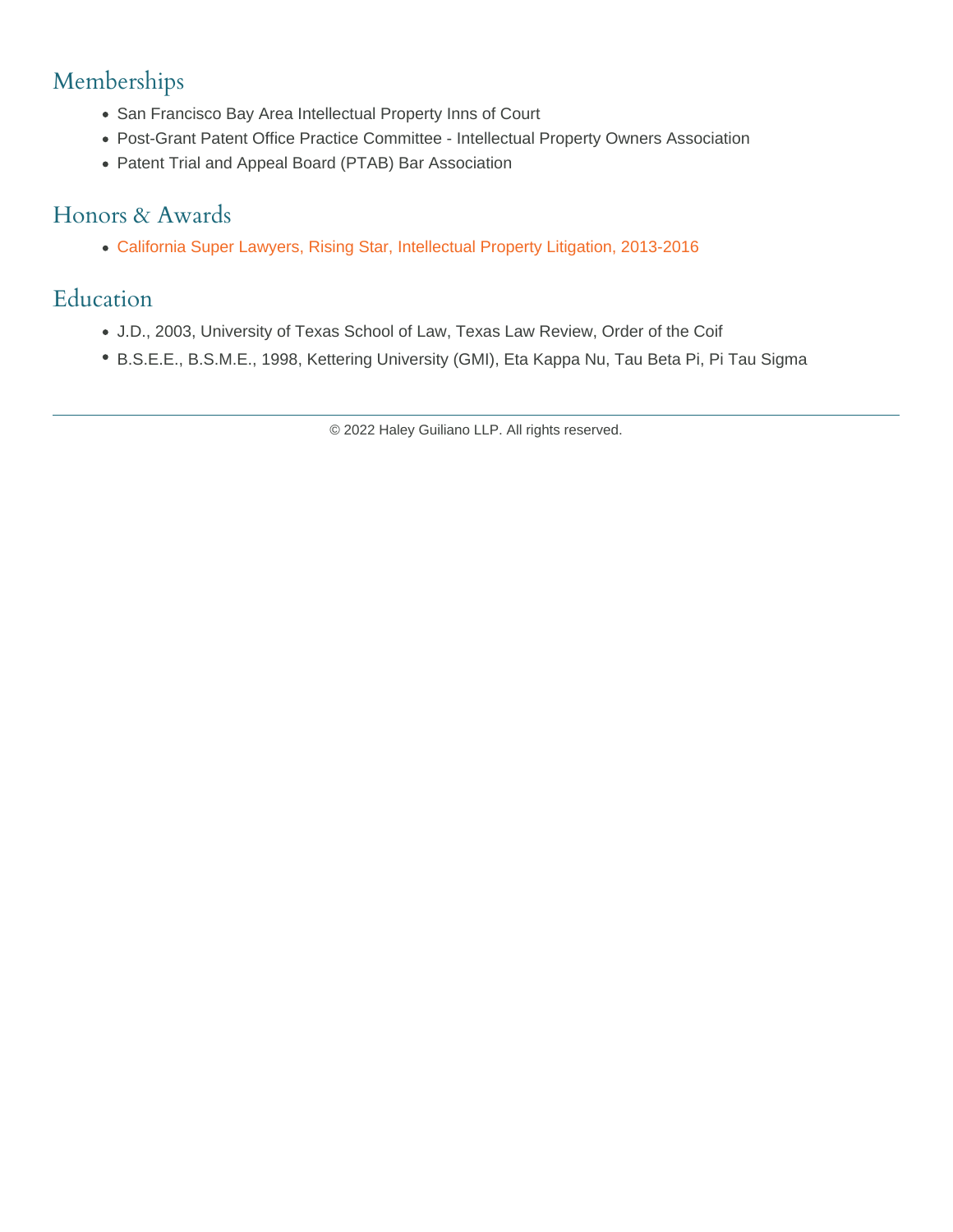## Memberships

- San Francisco Bay Area Intellectual Property Inns of Court
- Post-Grant Patent Office Practice Committee - Intellectual Property Owners Association
- Patent Trial and Appeal Board (PTAB) Bar Association

## Honors & Awards

- California Super Lawyers, Rising Star, Intellectual Property Litigation, 2013-2016

## Education

- J.D., 2003, University of Texas School of Law, Texas Law Review, Order of the Coif
- B.S.E.E., B.S.M.E., 1998, Kettering University (GMI), Eta Kappa Nu, Tau Beta Pi, Pi Tau Sigma

---

© 2022 Haley Guiliano LLP. All rights reserved.